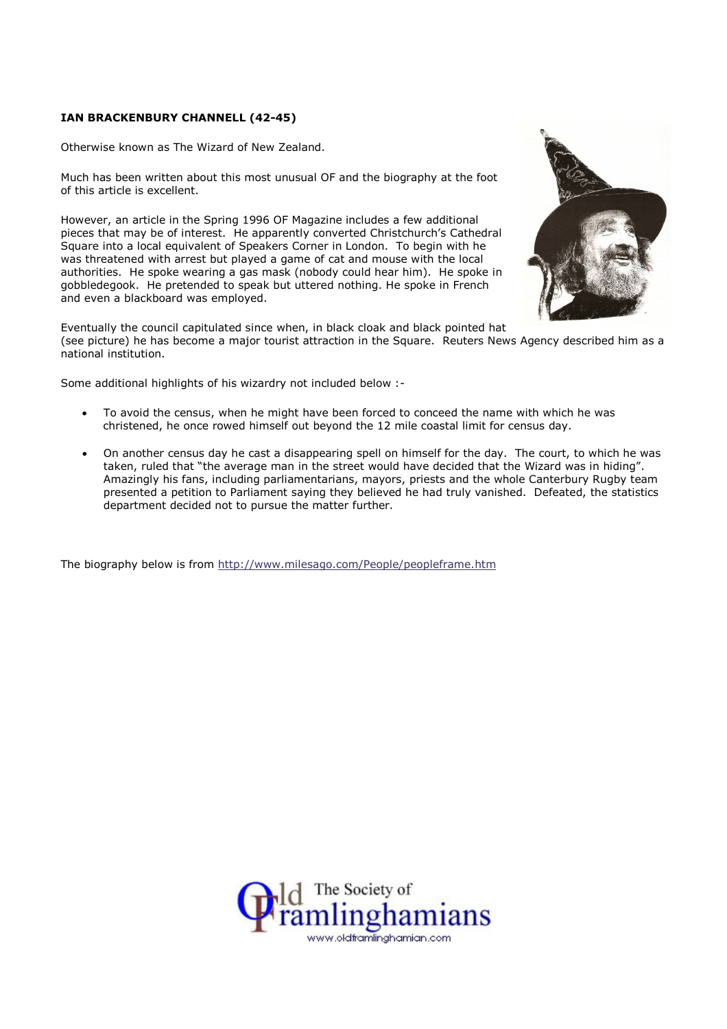**IAN BRACKENBURY CHANNELL (42-45)**

Otherwise known as The Wizard of New Zealand.

Much has been written about this most unusual OF and the biography at the foot of this article is excellent.

However, an article in the Spring 1996 OF Magazine includes a few additional pieces that may be of interest. He apparently converted Christchurch's Cathedral Square into a local equivalent of Speakers Corner in London. To begin with he was threatened with arrest but played a game of cat and mouse with the local authorities. He spoke wearing a gas mask (nobody could hear him). He spoke in gobbledegook. He pretended to speak but uttered nothing. He spoke in French and even a blackboard was employed.

Eventually the council capitulated since when, in black cloak and black pointed hat (see picture) he has become a major tourist attraction in the Square. Reuters News Agency described him as a national institution.

Some additional highlights of his wizardry not included below :-

- To avoid the census, when he might have been forced to conceed the name with which he was christened, he once rowed himself out beyond the 12 mile coastal limit for census day.
- On another census day he cast a disappearing spell on himself for the day. The court, to which he was taken, ruled that "the average man in the street would have decided that the Wizard was in hiding". Amazingly his fans, including parliamentarians, mayors, priests and the whole Canterbury Rugby team presented a petition to Parliament saying they believed he had truly vanished. Defeated, the statistics department decided not to pursue the matter further.

The biography below is from http://www.milesago.com/People/peopleframe.htm

The Society of Old Framlinghamians
www.oldframlinghamian.com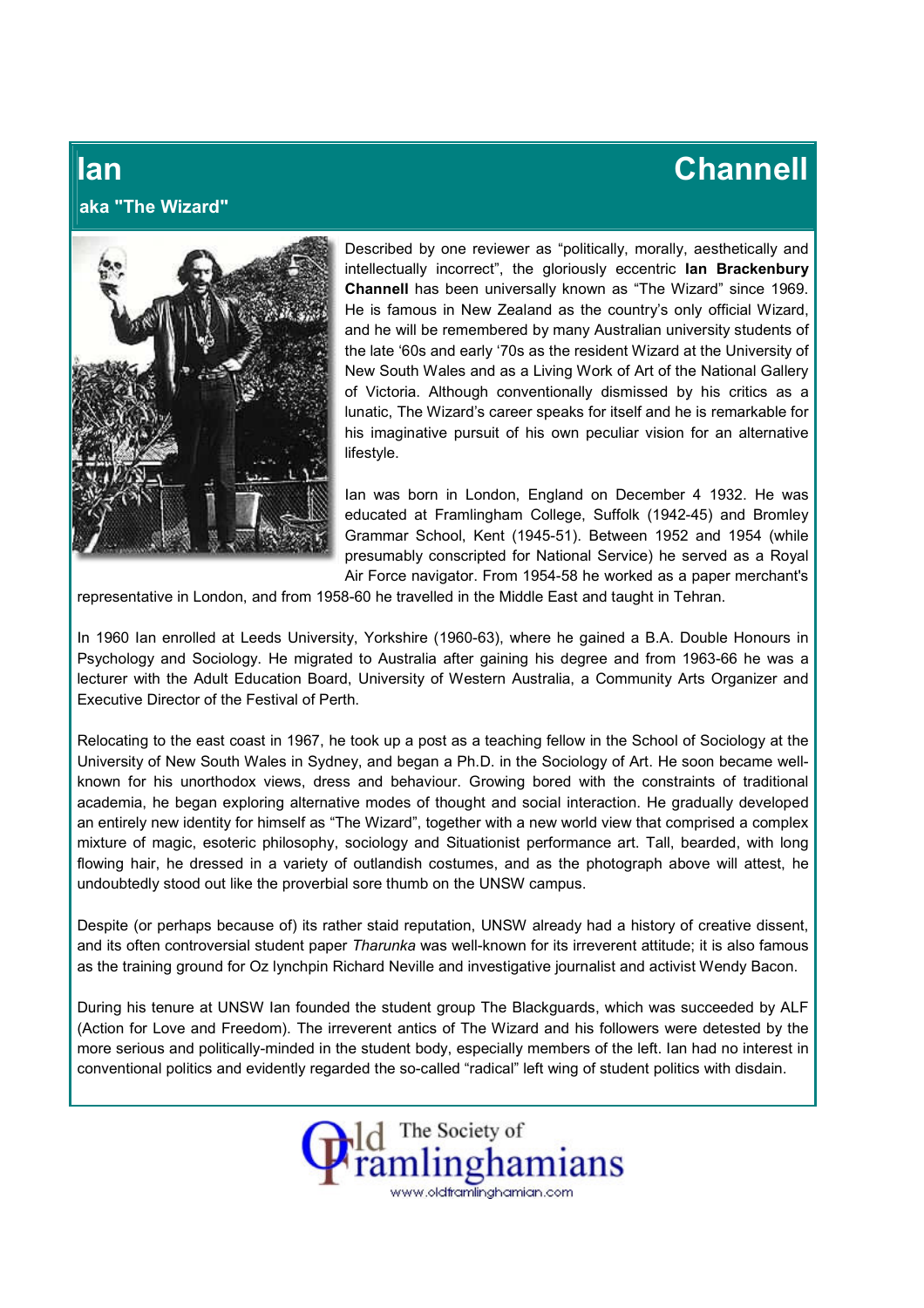# Ian Channell

## aka "The Wizard"

Described by one reviewer as "politically, morally, aesthetically and intellectually incorrect", the gloriously eccentric **Ian Brackenbury Channell** has been universally known as "The Wizard" since 1969. He is famous in New Zealand as the country's only official Wizard, and he will be remembered by many Australian university students of the late '60s and early '70s as the resident Wizard at the University of New South Wales and as a Living Work of Art of the National Gallery of Victoria. Although conventionally dismissed by his critics as a lunatic, The Wizard's career speaks for itself and he is remarkable for his imaginative pursuit of his own peculiar vision for an alternative lifestyle.

Ian was born in London, England on December 4 1932. He was educated at Framlingham College, Suffolk (1942-45) and Bromley Grammar School, Kent (1945-51). Between 1952 and 1954 (while presumably conscripted for National Service) he served as a Royal Air Force navigator. From 1954-58 he worked as a paper merchant's representative in London, and from 1958-60 he travelled in the Middle East and taught in Tehran.

In 1960 Ian enrolled at Leeds University, Yorkshire (1960-63), where he gained a B.A. Double Honours in Psychology and Sociology. He migrated to Australia after gaining his degree and from 1963-66 he was a lecturer with the Adult Education Board, University of Western Australia, a Community Arts Organizer and Executive Director of the Festival of Perth.

Relocating to the east coast in 1967, he took up a post as a teaching fellow in the School of Sociology at the University of New South Wales in Sydney, and began a Ph.D. in the Sociology of Art. He soon became well-known for his unorthodox views, dress and behaviour. Growing bored with the constraints of traditional academia, he began exploring alternative modes of thought and social interaction. He gradually developed an entirely new identity for himself as "The Wizard", together with a new world view that comprised a complex mixture of magic, esoteric philosophy, sociology and Situationist performance art. Tall, bearded, with long flowing hair, he dressed in a variety of outlandish costumes, and as the photograph above will attest, he undoubtedly stood out like the proverbial sore thumb on the UNSW campus.

Despite (or perhaps because of) its rather staid reputation, UNSW already had a history of creative dissent, and its often controversial student paper *Tharunka* was well-known for its irreverent attitude; it is also famous as the training ground for Oz lynchpin Richard Neville and investigative journalist and activist Wendy Bacon.

During his tenure at UNSW Ian founded the student group The Blackguards, which was succeeded by ALF (Action for Love and Freedom). The irreverent antics of The Wizard and his followers were detested by the more serious and politically-minded in the student body, especially members of the left. Ian had no interest in conventional politics and evidently regarded the so-called "radical" left wing of student politics with disdain.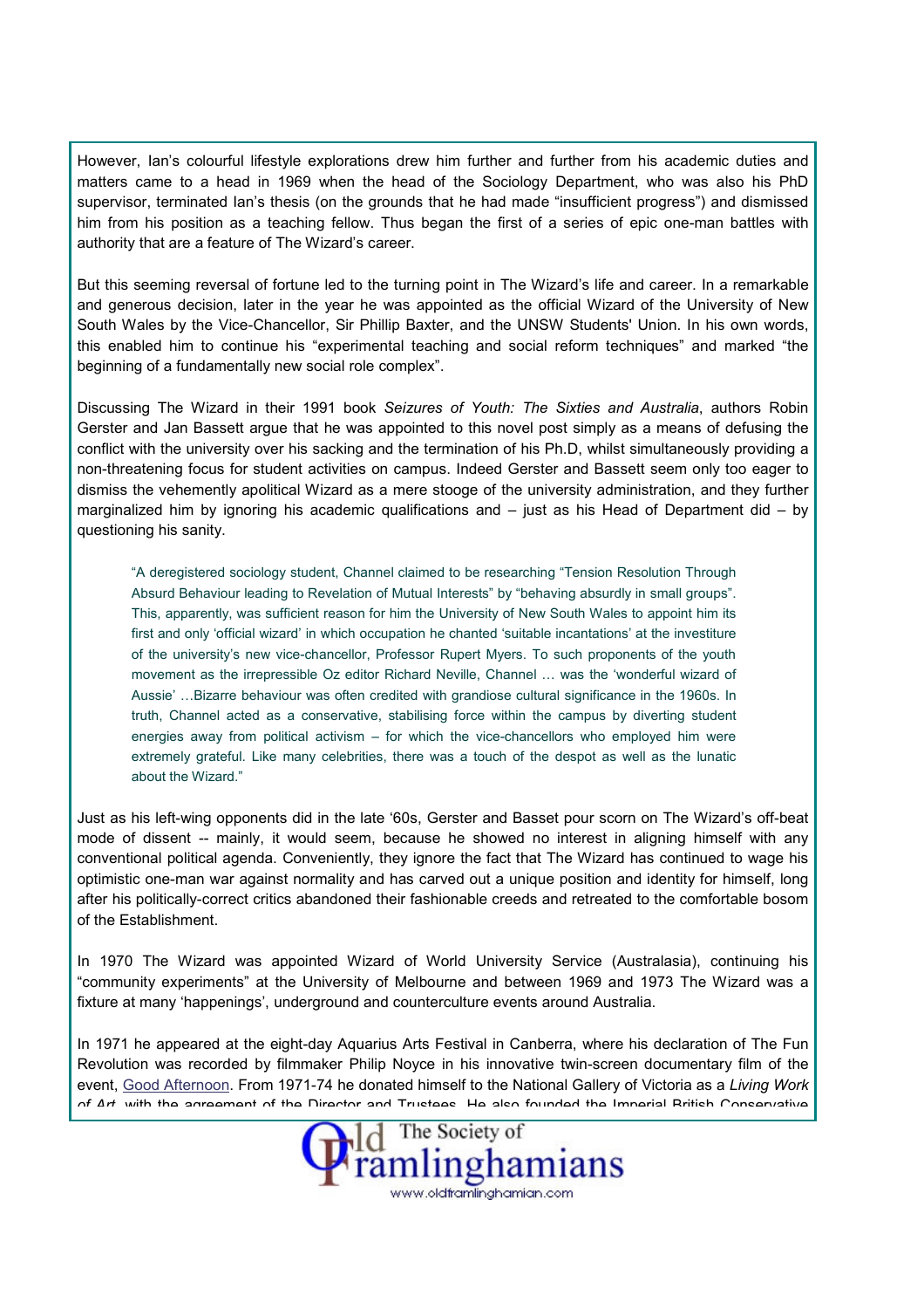However, Ian's colourful lifestyle explorations drew him further and further from his academic duties and matters came to a head in 1969 when the head of the Sociology Department, who was also his PhD supervisor, terminated Ian's thesis (on the grounds that he had made "insufficient progress") and dismissed him from his position as a teaching fellow. Thus began the first of a series of epic one-man battles with authority that are a feature of The Wizard's career.

But this seeming reversal of fortune led to the turning point in The Wizard's life and career. In a remarkable and generous decision, later in the year he was appointed as the official Wizard of the University of New South Wales by the Vice-Chancellor, Sir Phillip Baxter, and the UNSW Students' Union. In his own words, this enabled him to continue his "experimental teaching and social reform techniques" and marked "the beginning of a fundamentally new social role complex".

Discussing The Wizard in their 1991 book *Seizures of Youth: The Sixties and Australia*, authors Robin Gerster and Jan Bassett argue that he was appointed to this novel post simply as a means of defusing the conflict with the university over his sacking and the termination of his Ph.D, whilst simultaneously providing a non-threatening focus for student activities on campus. Indeed Gerster and Bassett seem only too eager to dismiss the vehemently apolitical Wizard as a mere stooge of the university administration, and they further marginalized him by ignoring his academic qualifications and – just as his Head of Department did – by questioning his sanity.

> "A deregistered sociology student, Channel claimed to be researching "Tension Resolution Through Absurd Behaviour leading to Revelation of Mutual Interests" by "behaving absurdly in small groups". This, apparently, was sufficient reason for him the University of New South Wales to appoint him its first and only 'official wizard' in which occupation he chanted 'suitable incantations' at the investiture of the university's new vice-chancellor, Professor Rupert Myers. To such proponents of the youth movement as the irrepressible Oz editor Richard Neville, Channel … was the 'wonderful wizard of Aussie' …Bizarre behaviour was often credited with grandiose cultural significance in the 1960s. In truth, Channel acted as a conservative, stabilising force within the campus by diverting student energies away from political activism – for which the vice-chancellors who employed him were extremely grateful. Like many celebrities, there was a touch of the despot as well as the lunatic about the Wizard."

Just as his left-wing opponents did in the late '60s, Gerster and Basset pour scorn on The Wizard's off-beat mode of dissent -- mainly, it would seem, because he showed no interest in aligning himself with any conventional political agenda. Conveniently, they ignore the fact that The Wizard has continued to wage his optimistic one-man war against normality and has carved out a unique position and identity for himself, long after his politically-correct critics abandoned their fashionable creeds and retreated to the comfortable bosom of the Establishment.

In 1970 The Wizard was appointed Wizard of World University Service (Australasia), continuing his "community experiments" at the University of Melbourne and between 1969 and 1973 The Wizard was a fixture at many 'happenings', underground and counterculture events around Australia.

In 1971 he appeared at the eight-day Aquarius Arts Festival in Canberra, where his declaration of The Fun Revolution was recorded by filmmaker Philip Noyce in his innovative twin-screen documentary film of the event, Good Afternoon. From 1971-74 he donated himself to the National Gallery of Victoria as a *Living Work of Art*, with the agreement of the Director and Trustees. He also founded the Imperial British Conservative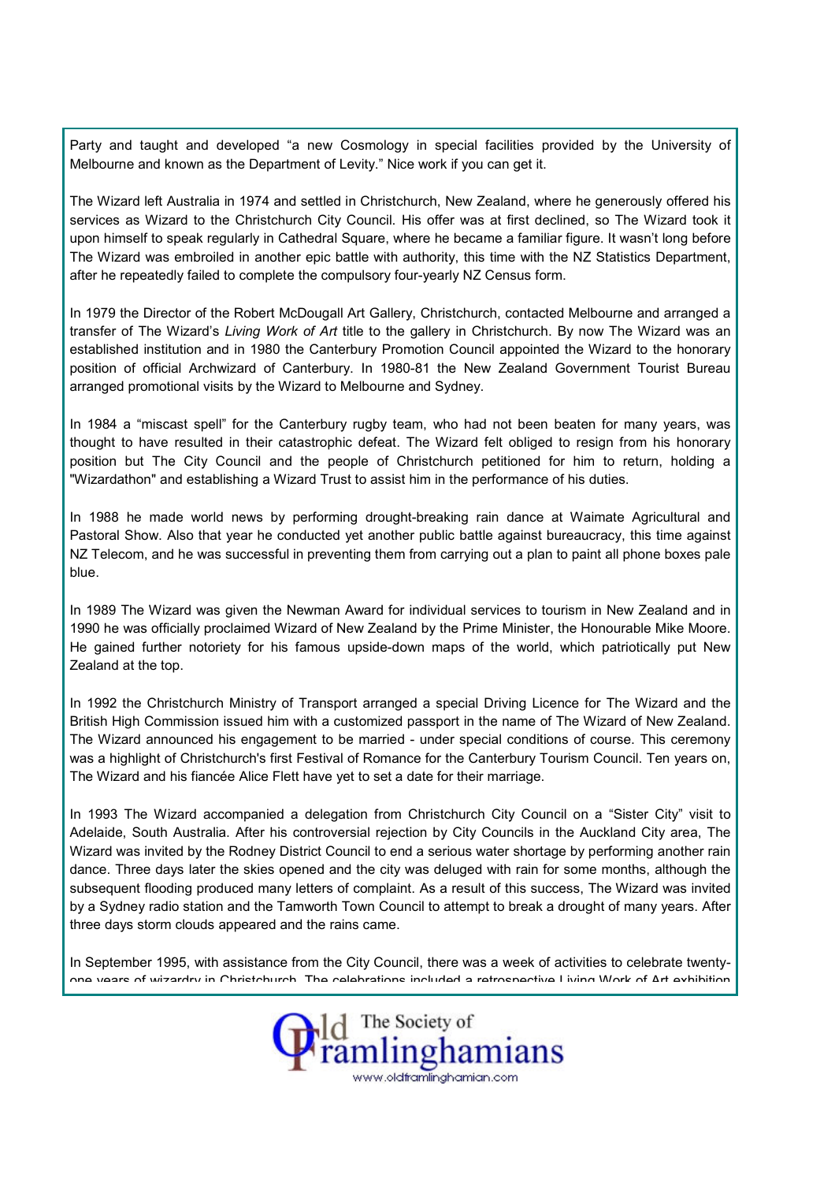Party and taught and developed "a new Cosmology in special facilities provided by the University of Melbourne and known as the Department of Levity." Nice work if you can get it.

The Wizard left Australia in 1974 and settled in Christchurch, New Zealand, where he generously offered his services as Wizard to the Christchurch City Council. His offer was at first declined, so The Wizard took it upon himself to speak regularly in Cathedral Square, where he became a familiar figure. It wasn't long before The Wizard was embroiled in another epic battle with authority, this time with the NZ Statistics Department, after he repeatedly failed to complete the compulsory four-yearly NZ Census form.

In 1979 the Director of the Robert McDougall Art Gallery, Christchurch, contacted Melbourne and arranged a transfer of The Wizard's *Living Work of Art* title to the gallery in Christchurch. By now The Wizard was an established institution and in 1980 the Canterbury Promotion Council appointed the Wizard to the honorary position of official Archwizard of Canterbury. In 1980-81 the New Zealand Government Tourist Bureau arranged promotional visits by the Wizard to Melbourne and Sydney.

In 1984 a "miscast spell" for the Canterbury rugby team, who had not been beaten for many years, was thought to have resulted in their catastrophic defeat. The Wizard felt obliged to resign from his honorary position but The City Council and the people of Christchurch petitioned for him to return, holding a "Wizardathon" and establishing a Wizard Trust to assist him in the performance of his duties.

In 1988 he made world news by performing drought-breaking rain dance at Waimate Agricultural and Pastoral Show. Also that year he conducted yet another public battle against bureaucracy, this time against NZ Telecom, and he was successful in preventing them from carrying out a plan to paint all phone boxes pale blue.

In 1989 The Wizard was given the Newman Award for individual services to tourism in New Zealand and in 1990 he was officially proclaimed Wizard of New Zealand by the Prime Minister, the Honourable Mike Moore. He gained further notoriety for his famous upside-down maps of the world, which patriotically put New Zealand at the top.

In 1992 the Christchurch Ministry of Transport arranged a special Driving Licence for The Wizard and the British High Commission issued him with a customized passport in the name of The Wizard of New Zealand. The Wizard announced his engagement to be married - under special conditions of course. This ceremony was a highlight of Christchurch's first Festival of Romance for the Canterbury Tourism Council. Ten years on, The Wizard and his fiancée Alice Flett have yet to set a date for their marriage.

In 1993 The Wizard accompanied a delegation from Christchurch City Council on a "Sister City" visit to Adelaide, South Australia. After his controversial rejection by City Councils in the Auckland City area, The Wizard was invited by the Rodney District Council to end a serious water shortage by performing another rain dance. Three days later the skies opened and the city was deluged with rain for some months, although the subsequent flooding produced many letters of complaint. As a result of this success, The Wizard was invited by a Sydney radio station and the Tamworth Town Council to attempt to break a drought of many years. After three days storm clouds appeared and the rains came.

In September 1995, with assistance from the City Council, there was a week of activities to celebrate twenty-one years of wizardry in Christchurch. The celebrations included a retrospective Living Work of Art exhibition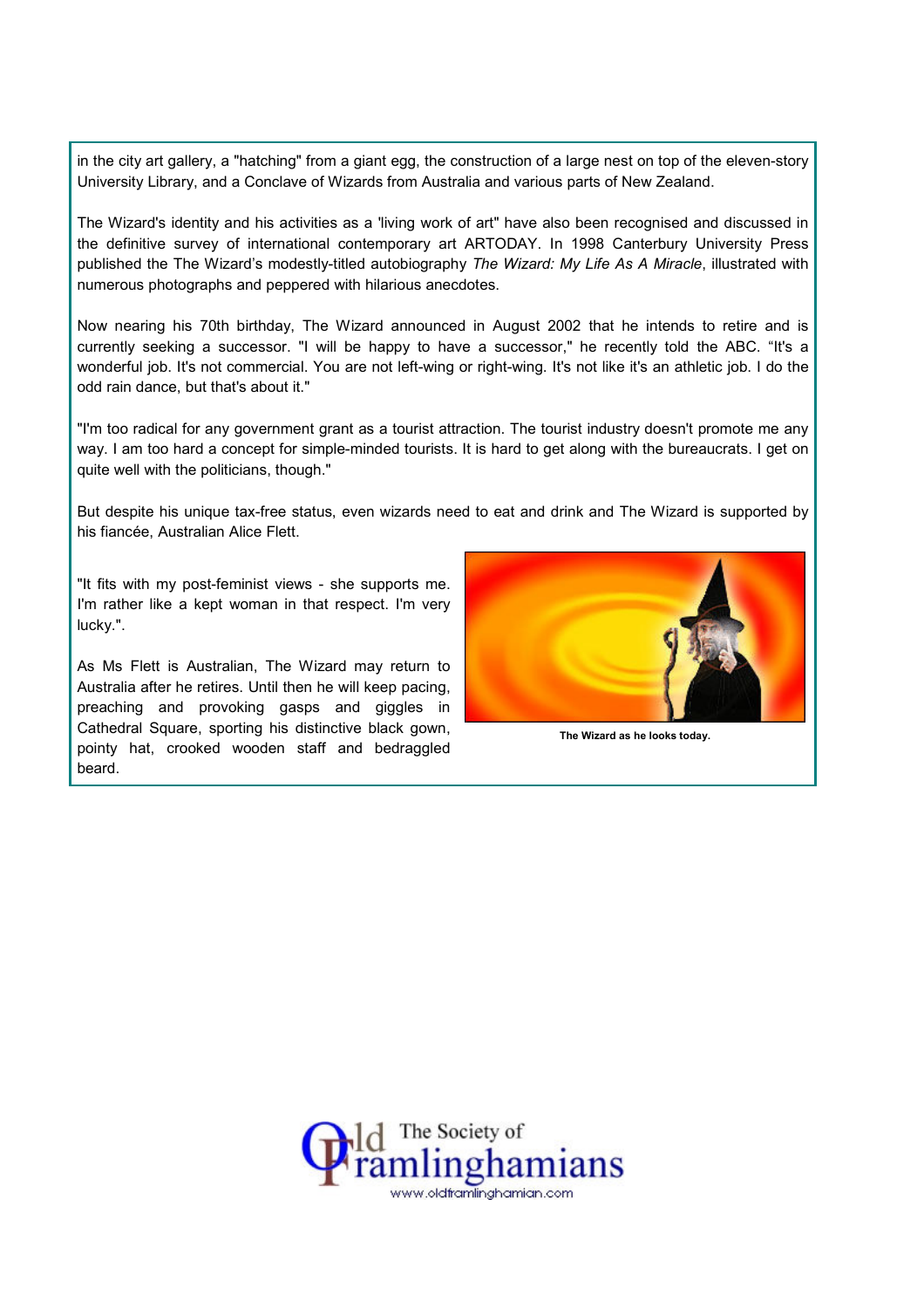in the city art gallery, a "hatching" from a giant egg, the construction of a large nest on top of the eleven-story University Library, and a Conclave of Wizards from Australia and various parts of New Zealand.

The Wizard's identity and his activities as a 'living work of art" have also been recognised and discussed in the definitive survey of international contemporary art ARTODAY. In 1998 Canterbury University Press published the The Wizard's modestly-titled autobiography *The Wizard: My Life As A Miracle*, illustrated with numerous photographs and peppered with hilarious anecdotes.

Now nearing his 70th birthday, The Wizard announced in August 2002 that he intends to retire and is currently seeking a successor. "I will be happy to have a successor," he recently told the ABC. "It's a wonderful job. It's not commercial. You are not left-wing or right-wing. It's not like it's an athletic job. I do the odd rain dance, but that's about it."

"I'm too radical for any government grant as a tourist attraction. The tourist industry doesn't promote me any way. I am too hard a concept for simple-minded tourists. It is hard to get along with the bureaucrats. I get on quite well with the politicians, though."

But despite his unique tax-free status, even wizards need to eat and drink and The Wizard is supported by his fiancée, Australian Alice Flett.

"It fits with my post-feminist views - she supports me. I'm rather like a kept woman in that respect. I'm very lucky.".

As Ms Flett is Australian, The Wizard may return to Australia after he retires. Until then he will keep pacing, preaching and provoking gasps and giggles in Cathedral Square, sporting his distinctive black gown, pointy hat, crooked wooden staff and bedraggled beard.

**The Wizard as he looks today.**

Old Framlinghamians
The Society of
www.oldframlinghamian.com